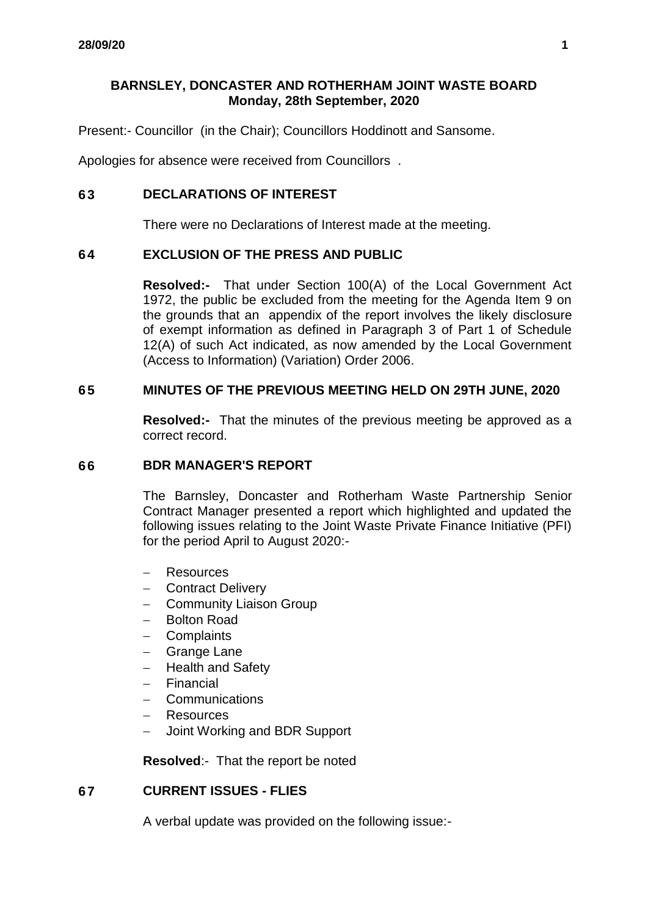# BARNSLEY, DONCASTER AND ROTHERHAM JOINT WASTE BOARD
## Monday, 28th September, 2020

Present:- Councillor (in the Chair); Councillors Hoddinott and Sansome.

Apologies for absence were received from Councillors .

### 63 DECLARATIONS OF INTEREST

There were no Declarations of Interest made at the meeting.

### 64 EXCLUSION OF THE PRESS AND PUBLIC

**Resolved:-** That under Section 100(A) of the Local Government Act 1972, the public be excluded from the meeting for the Agenda Item 9 on the grounds that an appendix of the report involves the likely disclosure of exempt information as defined in Paragraph 3 of Part 1 of Schedule 12(A) of such Act indicated, as now amended by the Local Government (Access to Information) (Variation) Order 2006.

### 65 MINUTES OF THE PREVIOUS MEETING HELD ON 29TH JUNE, 2020

**Resolved:-** That the minutes of the previous meeting be approved as a correct record.

### 66 BDR MANAGER'S REPORT

The Barnsley, Doncaster and Rotherham Waste Partnership Senior Contract Manager presented a report which highlighted and updated the following issues relating to the Joint Waste Private Finance Initiative (PFI) for the period April to August 2020:-

- Resources
- Contract Delivery
- Community Liaison Group
- Bolton Road
- Complaints
- Grange Lane
- Health and Safety
- Financial
- Communications
- Resources
- Joint Working and BDR Support

**Resolved**:- That the report be noted

### 67 CURRENT ISSUES - FLIES

A verbal update was provided on the following issue:-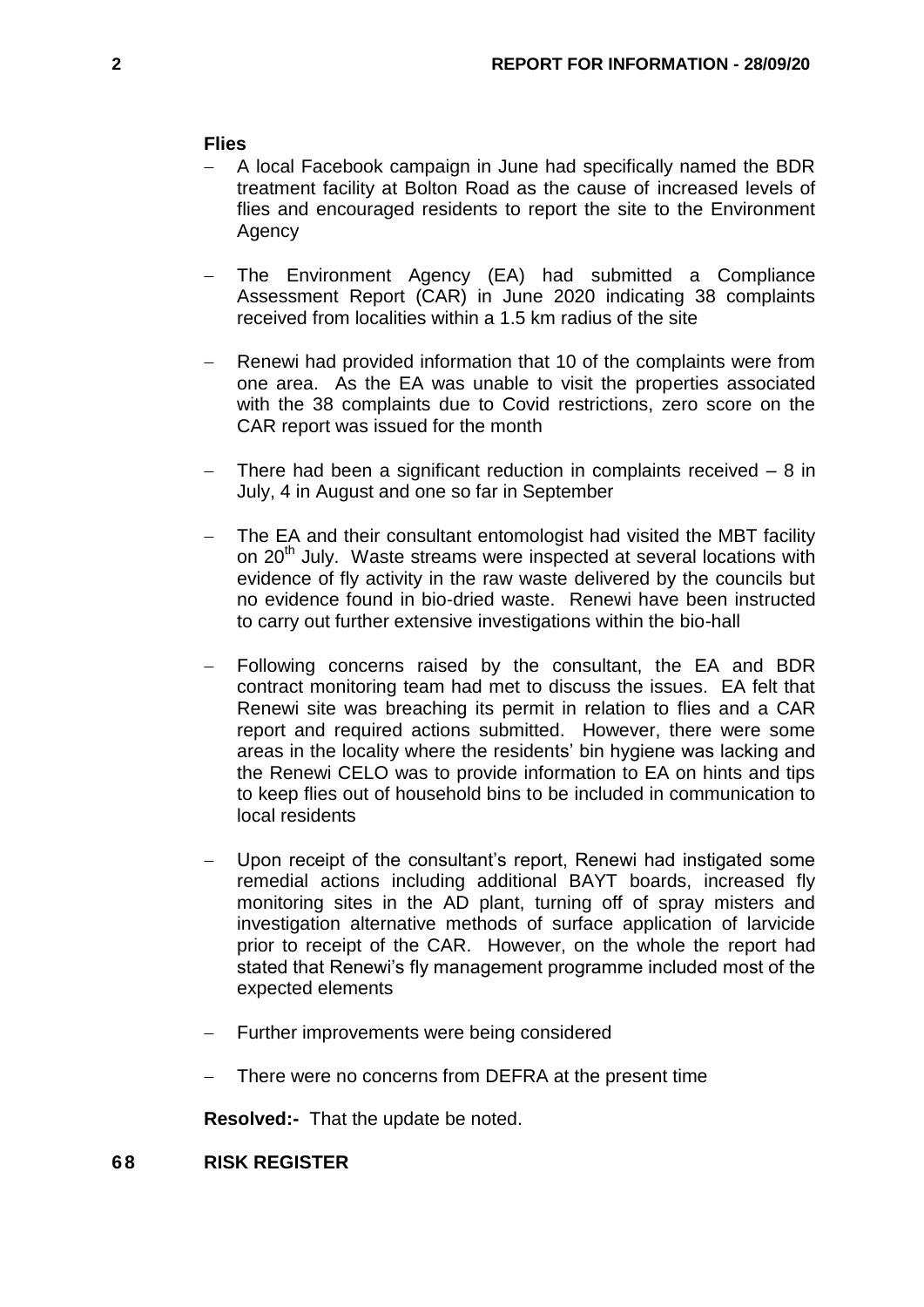**Flies**

- A local Facebook campaign in June had specifically named the BDR treatment facility at Bolton Road as the cause of increased levels of flies and encouraged residents to report the site to the Environment Agency

- The Environment Agency (EA) had submitted a Compliance Assessment Report (CAR) in June 2020 indicating 38 complaints received from localities within a 1.5 km radius of the site

- Renewi had provided information that 10 of the complaints were from one area. As the EA was unable to visit the properties associated with the 38 complaints due to Covid restrictions, zero score on the CAR report was issued for the month

- There had been a significant reduction in complaints received – 8 in July, 4 in August and one so far in September

- The EA and their consultant entomologist had visited the MBT facility on 20th July. Waste streams were inspected at several locations with evidence of fly activity in the raw waste delivered by the councils but no evidence found in bio-dried waste. Renewi have been instructed to carry out further extensive investigations within the bio-hall

- Following concerns raised by the consultant, the EA and BDR contract monitoring team had met to discuss the issues. EA felt that Renewi site was breaching its permit in relation to flies and a CAR report and required actions submitted. However, there were some areas in the locality where the residents' bin hygiene was lacking and the Renewi CELO was to provide information to EA on hints and tips to keep flies out of household bins to be included in communication to local residents

- Upon receipt of the consultant's report, Renewi had instigated some remedial actions including additional BAYT boards, increased fly monitoring sites in the AD plant, turning off of spray misters and investigation alternative methods of surface application of larvicide prior to receipt of the CAR. However, on the whole the report had stated that Renewi's fly management programme included most of the expected elements

- Further improvements were being considered

- There were no concerns from DEFRA at the present time

**Resolved:-** That the update be noted.

## 68 RISK REGISTER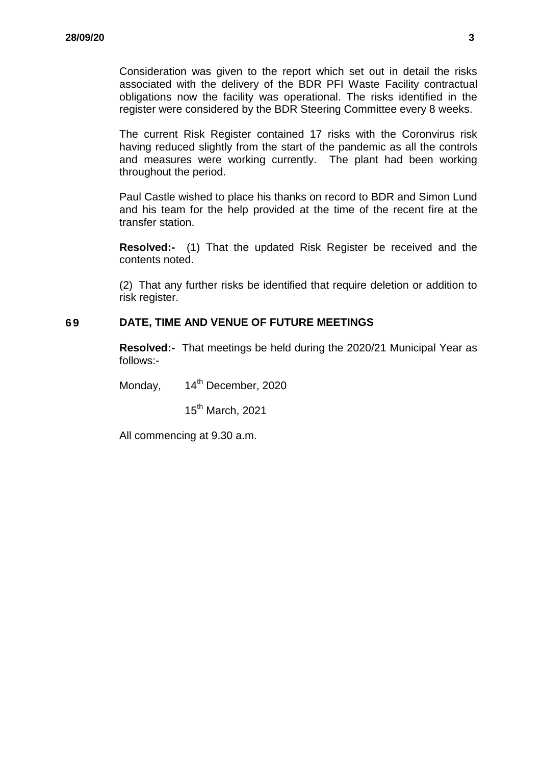Consideration was given to the report which set out in detail the risks associated with the delivery of the BDR PFI Waste Facility contractual obligations now the facility was operational. The risks identified in the register were considered by the BDR Steering Committee every 8 weeks.

The current Risk Register contained 17 risks with the Coronvirus risk having reduced slightly from the start of the pandemic as all the controls and measures were working currently. The plant had been working throughout the period.

Paul Castle wished to place his thanks on record to BDR and Simon Lund and his team for the help provided at the time of the recent fire at the transfer station.

**Resolved:-** (1) That the updated Risk Register be received and the contents noted.

(2) That any further risks be identified that require deletion or addition to risk register.

## 69 DATE, TIME AND VENUE OF FUTURE MEETINGS

**Resolved:-** That meetings be held during the 2020/21 Municipal Year as follows:-

Monday, 14th December, 2020

15th March, 2021

All commencing at 9.30 a.m.